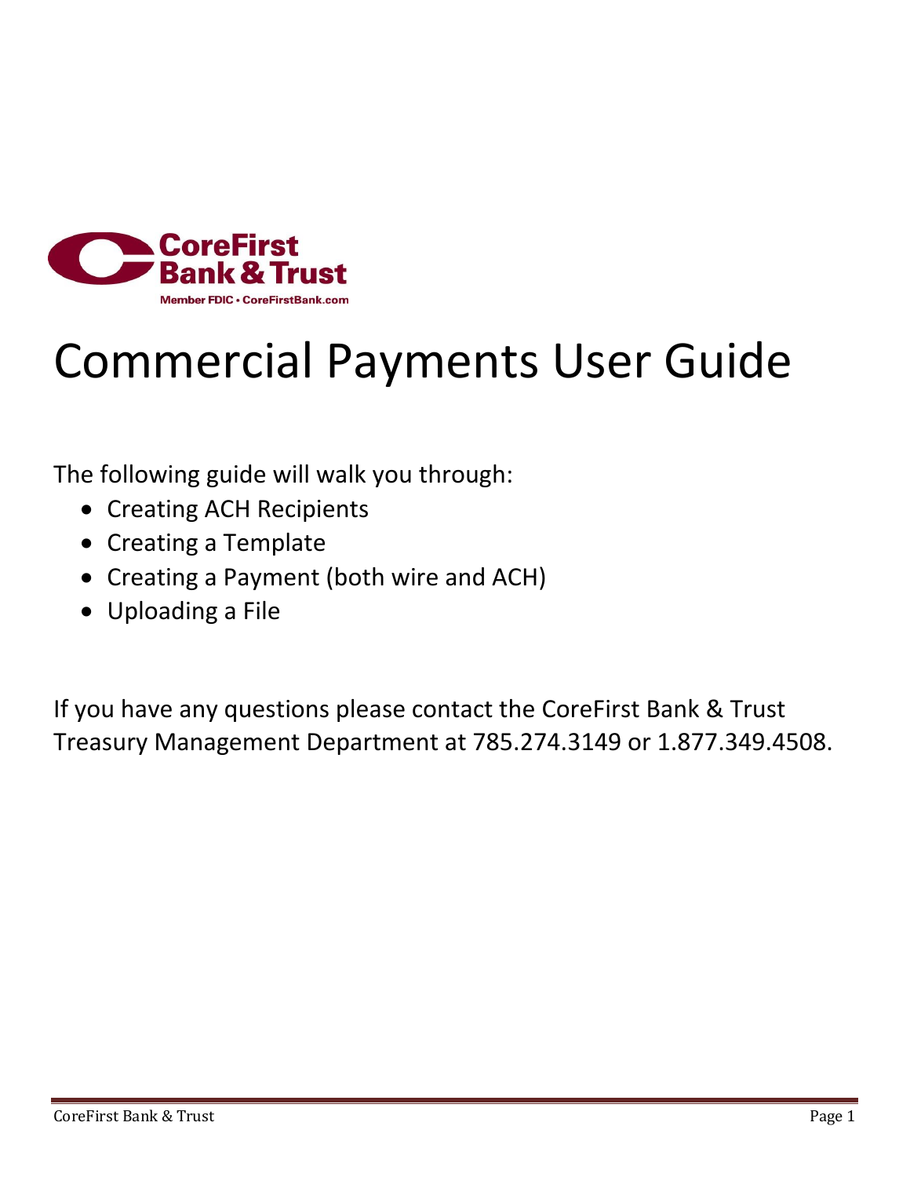CoreFirst Bank & Trust

Member FDIC • CoreFirstBank.com

# Commercial Payments User Guide

The following guide will walk you through:

- Creating ACH Recipients
- Creating a Template
- Creating a Payment (both wire and ACH)
- Uploading a File

If you have any questions please contact the CoreFirst Bank & Trust Treasury Management Department at 785.274.3149 or 1.877.349.4508.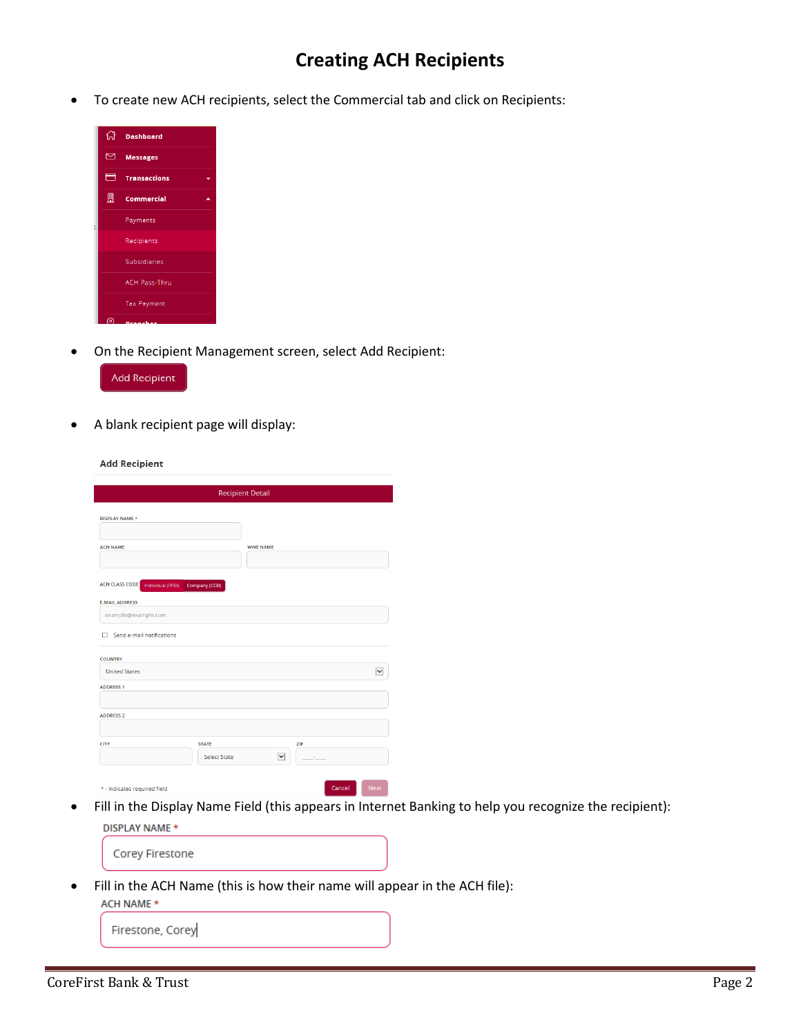# Creating ACH Recipients

- To create new ACH recipients, select the Commercial tab and click on Recipients:

- On the Recipient Management screen, select Add Recipient:

- A blank recipient page will display:

- Fill in the Display Name Field (this appears in Internet Banking to help you recognize the recipient):

- Fill in the ACH Name (this is how their name will appear in the ACH file):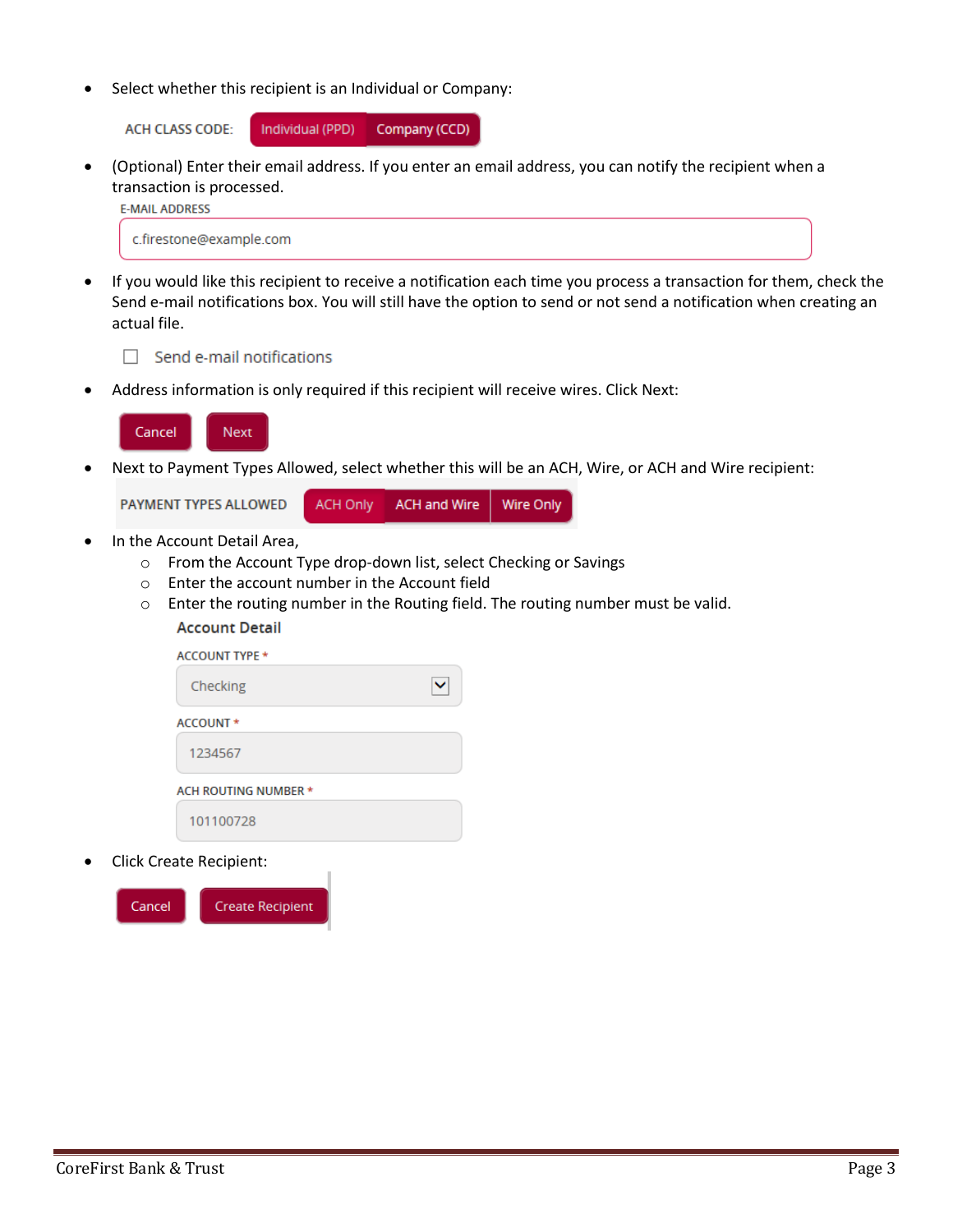- Select whether this recipient is an Individual or Company:

  ACH CLASS CODE: Individual (PPD) Company (CCD)

- (Optional) Enter their email address. If you enter an email address, you can notify the recipient when a transaction is processed.

  E-MAIL ADDRESS

  c.firestone@example.com

- If you would like this recipient to receive a notification each time you process a transaction for them, check the Send e-mail notifications box. You will still have the option to send or not send a notification when creating an actual file.

  ☐ Send e-mail notifications

- Address information is only required if this recipient will receive wires. Click Next:

  Cancel Next

- Next to Payment Types Allowed, select whether this will be an ACH, Wire, or ACH and Wire recipient:

  PAYMENT TYPES ALLOWED ACH Only ACH and Wire Wire Only

- In the Account Detail Area,
  - From the Account Type drop-down list, select Checking or Savings
  - Enter the account number in the Account field
  - Enter the routing number in the Routing field. The routing number must be valid.

  **Account Detail**

  ACCOUNT TYPE *

  Checking

  ACCOUNT *

  1234567

  ACH ROUTING NUMBER *

  101100728

- Click Create Recipient:

  Cancel Create Recipient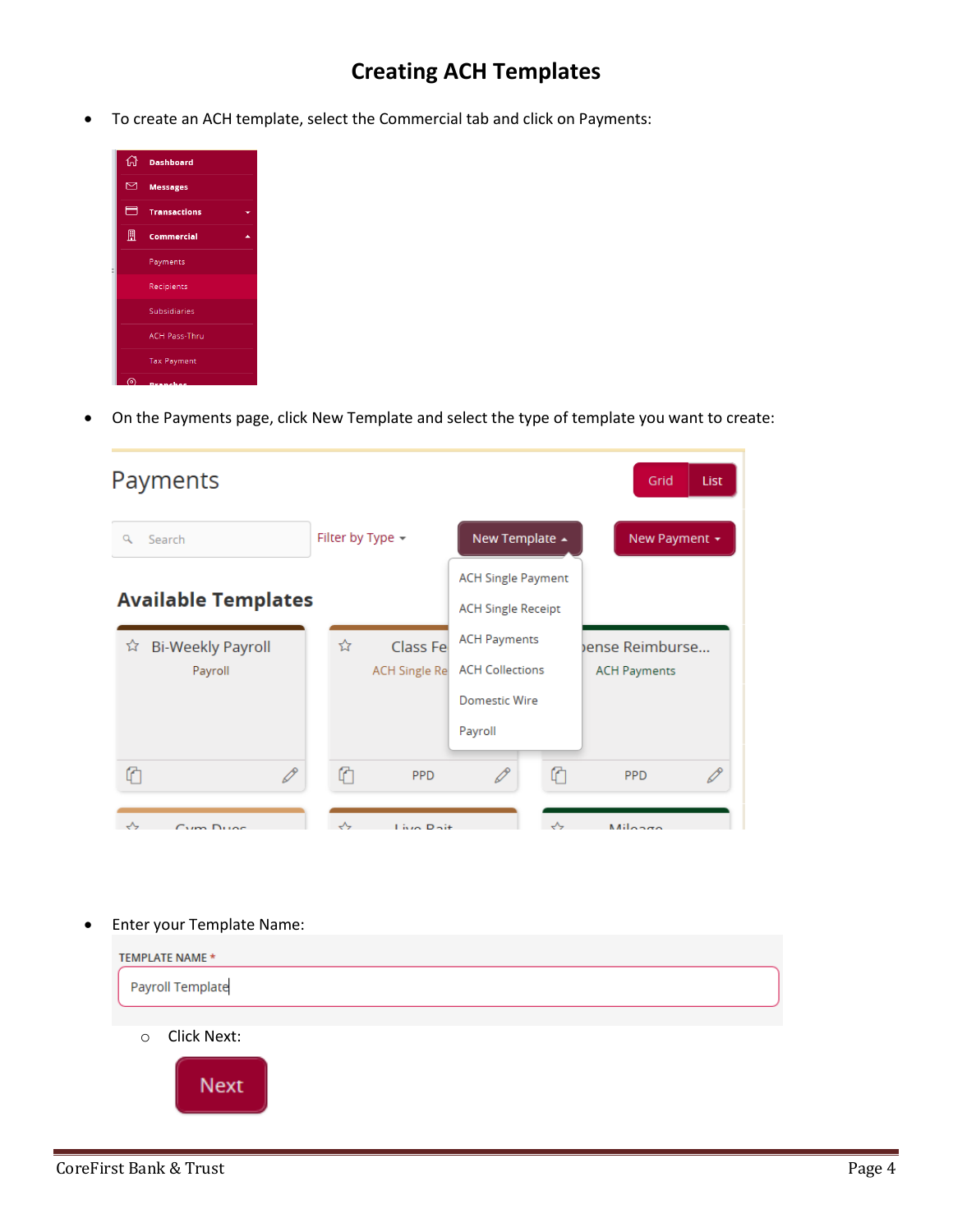# Creating ACH Templates

- To create an ACH template, select the Commercial tab and click on Payments:

- On the Payments page, click New Template and select the type of template you want to create:

- Enter your Template Name:
  - Click Next: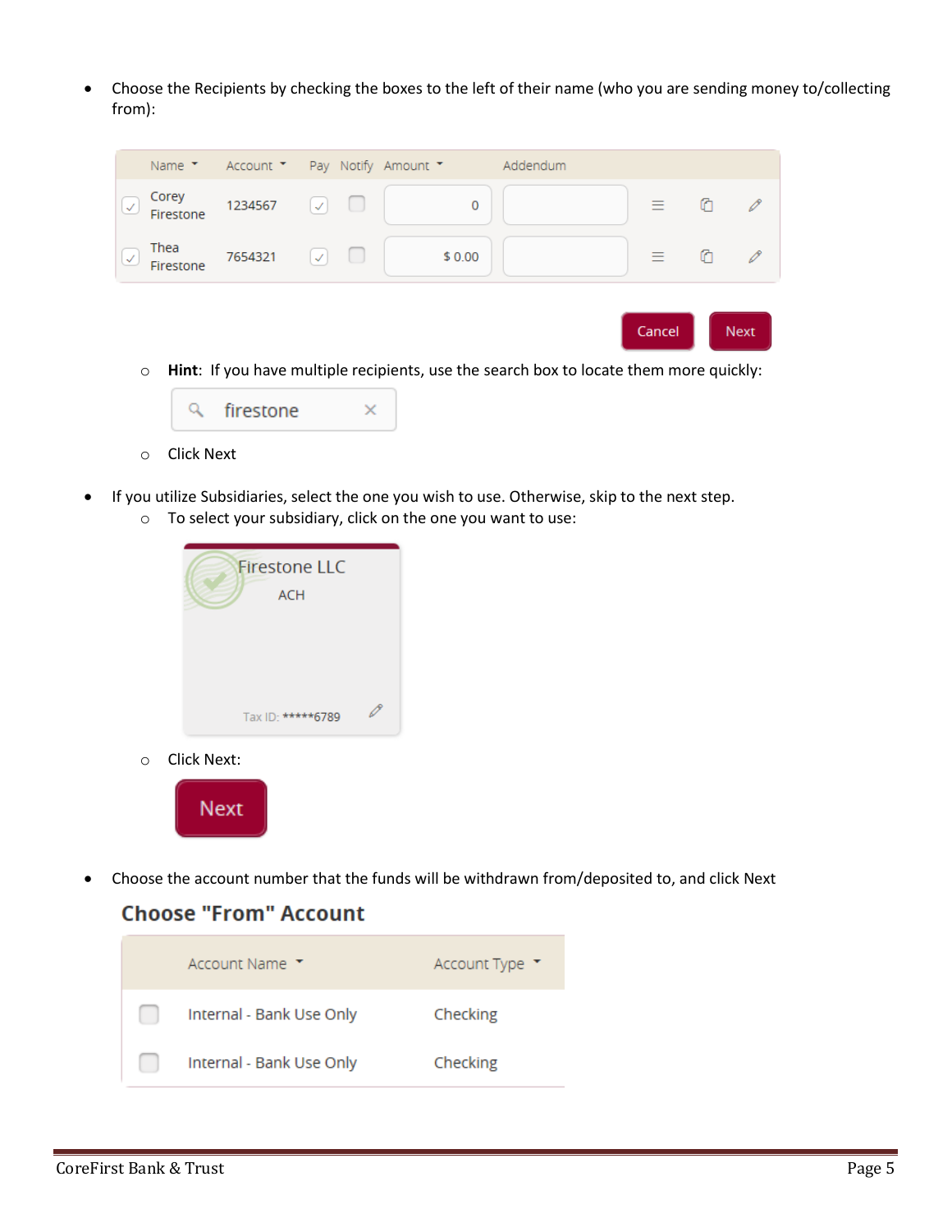- Choose the Recipients by checking the boxes to the left of their name (who you are sending money to/collecting from):

| | Name | Account | Pay | Notify | Amount | Addendum |
|---|---|---|---|---|---|---|
| ☑ | Corey Firestone | 1234567 | ☑ | ☐ | 0 | |
| ☑ | Thea Firestone | 7654321 | ☑ | ☐ | $ 0.00 | |

Cancel  Next

  - **Hint**: If you have multiple recipients, use the search box to locate them more quickly:

    firestone

  - Click Next

- If you utilize Subsidiaries, select the one you wish to use. Otherwise, skip to the next step.
  - To select your subsidiary, click on the one you want to use:

    Firestone LLC
    ACH
    Tax ID: *****6789

  - Click Next:

    Next

- Choose the account number that the funds will be withdrawn from/deposited to, and click Next

**Choose "From" Account**

| | Account Name | Account Type |
|---|---|---|
| ☐ | Internal - Bank Use Only | Checking |
| ☐ | Internal - Bank Use Only | Checking |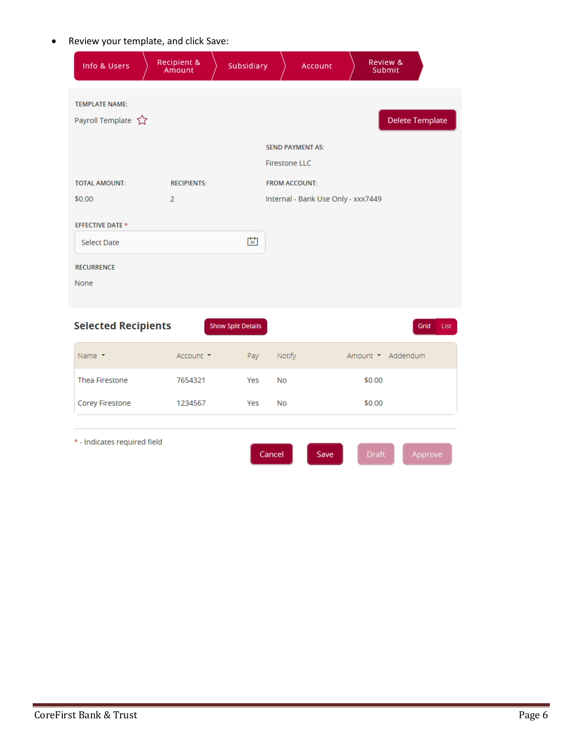- Review your template, and click Save:

Info & Users › Recipient & Amount › Subsidiary › Account › Review & Submit

TEMPLATE NAME:

Payroll Template

Delete Template

SEND PAYMENT AS:

Firestone LLC

| TOTAL AMOUNT: | RECIPIENTS: | FROM ACCOUNT: |
|---|---|---|
| $0.00 | 2 | Internal - Bank Use Only - xxx7449 |

EFFECTIVE DATE *

Select Date

RECURRENCE

None

**Selected Recipients**

Show Split Details

Grid | List

| Name | Account | Pay | Notify | Amount | Addendum |
|---|---|---|---|---|---|
| Thea Firestone | 7654321 | Yes | No | $0.00 | |
| Corey Firestone | 1234567 | Yes | No | $0.00 | |

* - Indicates required field

Cancel | Save | Draft | Approve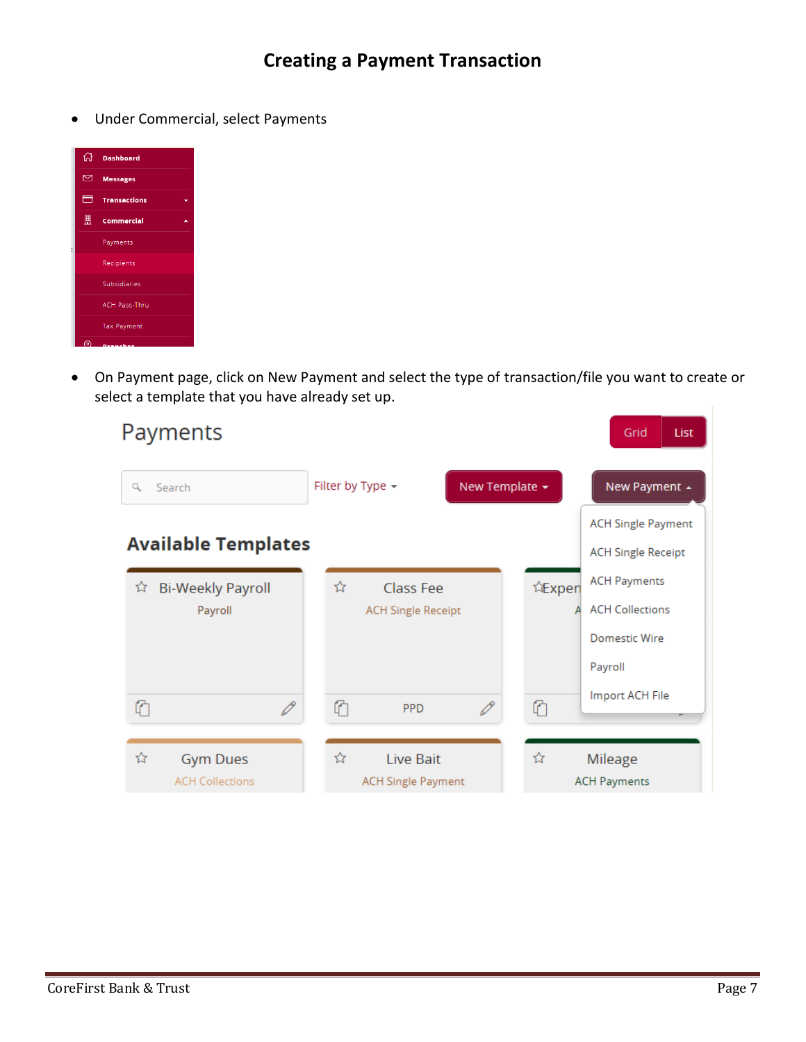# Creating a Payment Transaction

- Under Commercial, select Payments

- On Payment page, click on New Payment and select the type of transaction/file you want to create or select a template that you have already set up.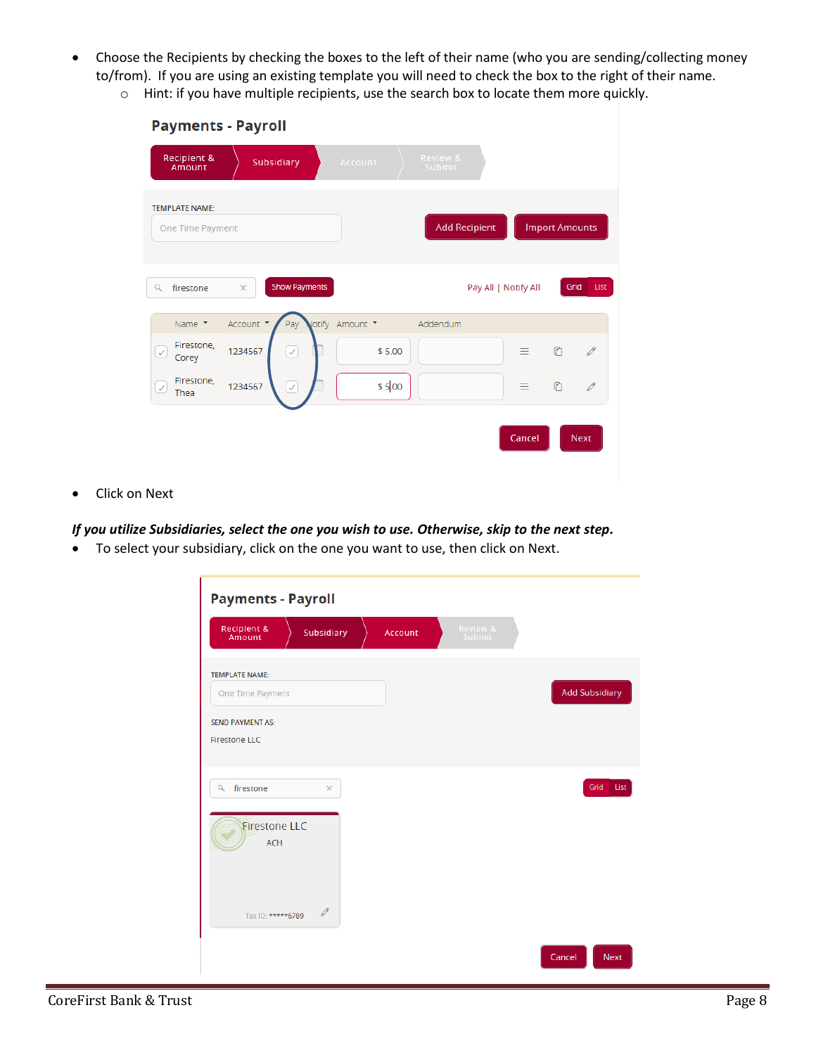- Choose the Recipients by checking the boxes to the left of their name (who you are sending/collecting money to/from). If you are using an existing template you will need to check the box to the right of their name.
  - Hint: if you have multiple recipients, use the search box to locate them more quickly.

Payments - Payroll

Recipient & Amount | Subsidiary | Account | Review & Submit

TEMPLATE NAME: One Time Payment

Add Recipient | Import Amounts

firestone | Show Payments | Pay All | Notify All | Grid | List

| | Name | Account | Pay | Notify | Amount | Addendum |
|---|---|---|---|---|---|---|
| ✓ | Firestone, Corey | 1234567 | ✓ | | $ 5.00 | |
| ✓ | Firestone, Thea | 1234567 | ✓ | | $ 5.00 | |

Cancel | Next

- Click on Next

***If you utilize Subsidiaries, select the one you wish to use. Otherwise, skip to the next step.***

- To select your subsidiary, click on the one you want to use, then click on Next.

Payments - Payroll

Recipient & Amount | Subsidiary | Account | Review & Submit

TEMPLATE NAME: One Time Payment

Add Subsidiary

SEND PAYMENT AS:

Firestone LLC

firestone | Grid | List

Firestone LLC
ACH
Tax ID: *****6789

Cancel | Next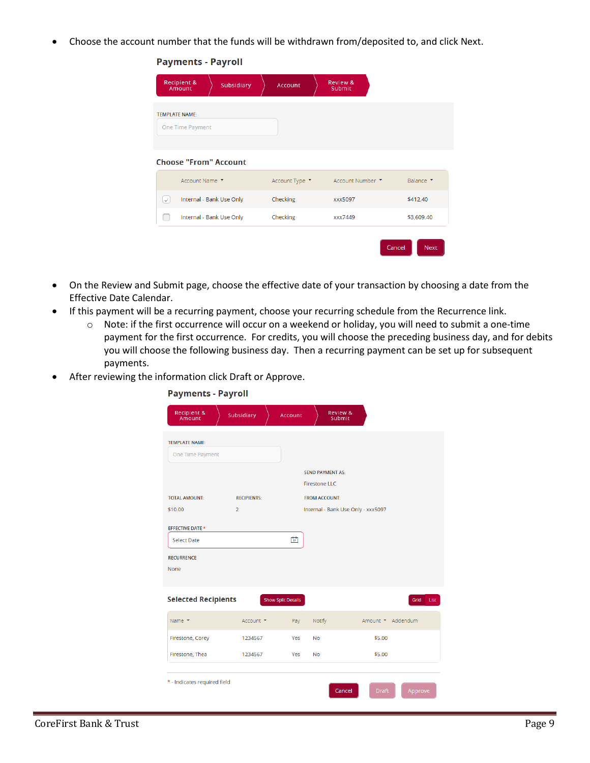- Choose the account number that the funds will be withdrawn from/deposited to, and click Next.

**Payments - Payroll**

Recipient & Amount | Subsidiary | Account | Review & Submit

TEMPLATE NAME:

One Time Payment

**Choose "From" Account**

| | Account Name | Account Type | Account Number | Balance |
|---|---|---|---|---|
| ☑ | Internal - Bank Use Only | Checking | xxx5097 | $412.40 |
| ☐ | Internal - Bank Use Only | Checking | xxx7449 | $3,609.40 |

Cancel | Next

- On the Review and Submit page, choose the effective date of your transaction by choosing a date from the Effective Date Calendar.
- If this payment will be a recurring payment, choose your recurring schedule from the Recurrence link.
  - Note: if the first occurrence will occur on a weekend or holiday, you will need to submit a one-time payment for the first occurrence. For credits, you will choose the preceding business day, and for debits you will choose the following business day. Then a recurring payment can be set up for subsequent payments.
- After reviewing the information click Draft or Approve.

**Payments - Payroll**

Recipient & Amount | Subsidiary | Account | Review & Submit

TEMPLATE NAME:

One Time Payment

SEND PAYMENT AS:

Firestone LLC

TOTAL AMOUNT: $10.00

RECIPIENTS: 2

FROM ACCOUNT: Internal - Bank Use Only - xxx5097

EFFECTIVE DATE *

Select Date

RECURRENCE

None

**Selected Recipients**

Show Split Details | Grid | List

| Name | Account | Pay | Notify | Amount | Addendum |
|---|---|---|---|---|---|
| Firestone, Corey | 1234567 | Yes | No | $5.00 | |
| Firestone, Thea | 1234567 | Yes | No | $5.00 | |

\* - Indicates required field

Cancel | Draft | Approve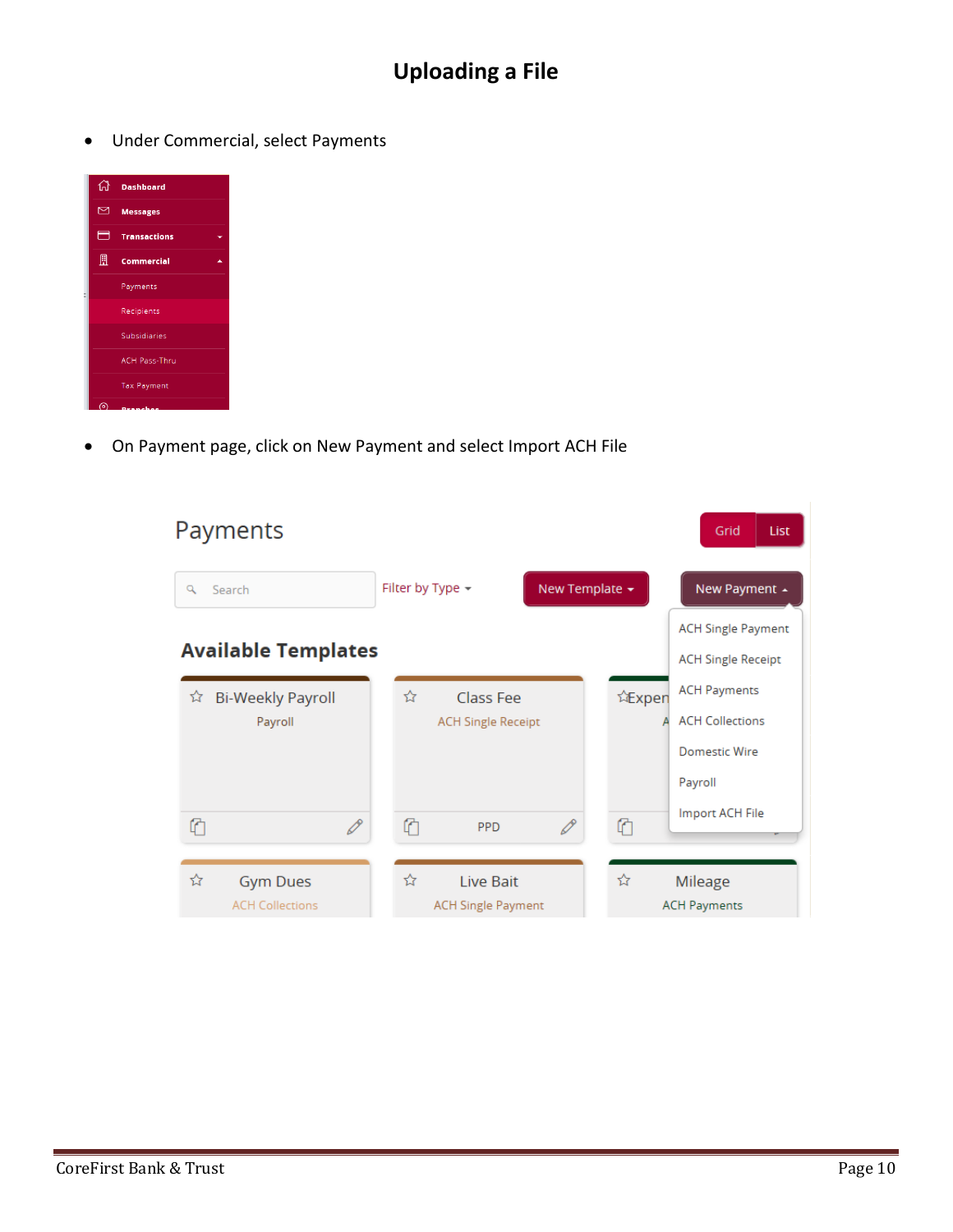# Uploading a File

- Under Commercial, select Payments

- On Payment page, click on New Payment and select Import ACH File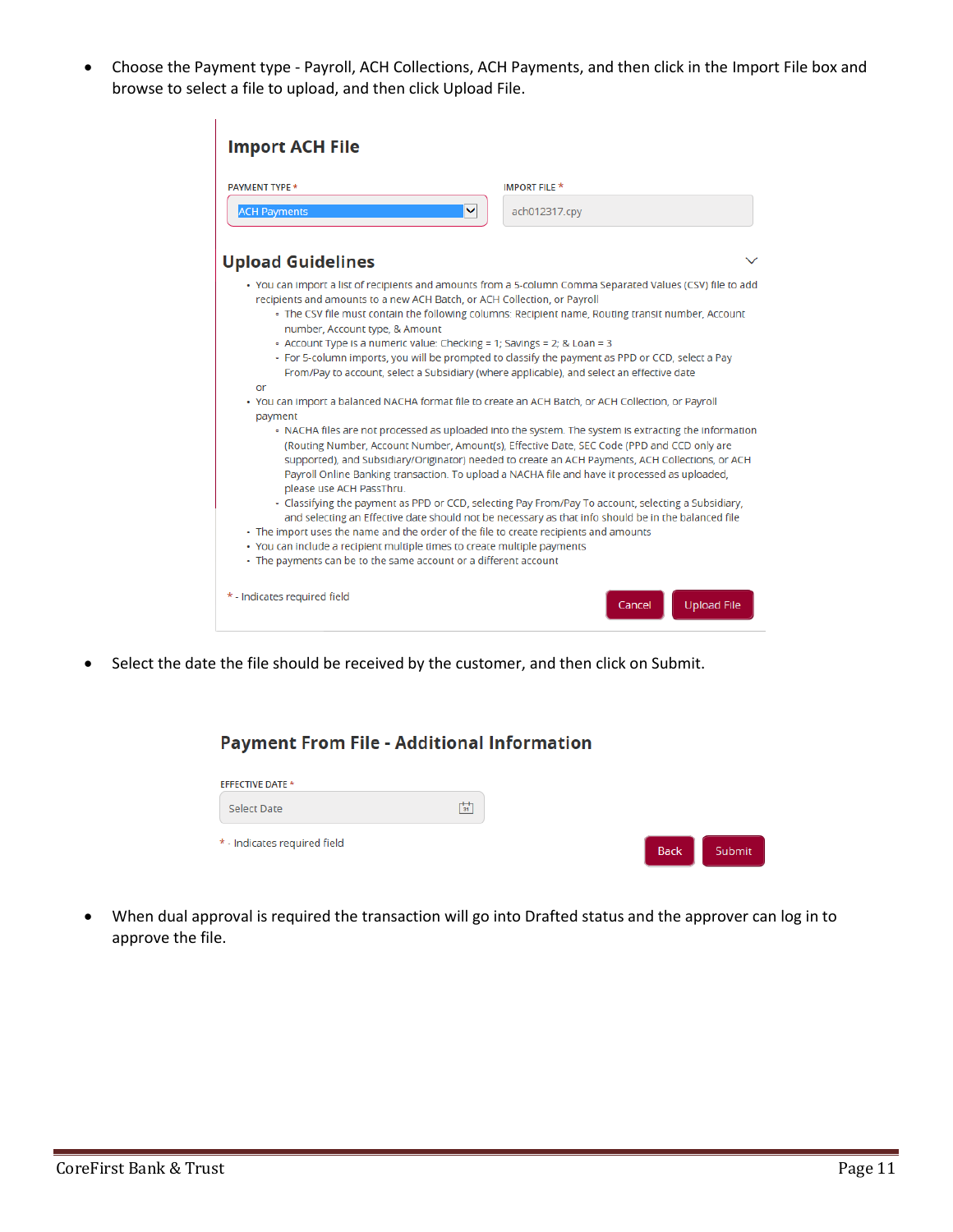- Choose the Payment type - Payroll, ACH Collections, ACH Payments, and then click in the Import File box and browse to select a file to upload, and then click Upload File.

## Import ACH File

PAYMENT TYPE *

ACH Payments

IMPORT FILE *

ach012317.cpy

### Upload Guidelines

- You can import a list of recipients and amounts from a 5-column Comma Separated Values (CSV) file to add recipients and amounts to a new ACH Batch, or ACH Collection, or Payroll
  - The CSV file must contain the following columns: Recipient name, Routing transit number, Account number, Account type, & Amount
  - Account Type is a numeric value: Checking = 1; Savings = 2; & Loan = 3
  - For 5-column imports, you will be prompted to classify the payment as PPD or CCD, select a Pay From/Pay to account, select a Subsidiary (where applicable), and select an effective date

or

- You can import a balanced NACHA format file to create an ACH Batch, or ACH Collection, or Payroll payment
  - NACHA files are not processed as uploaded into the system. The system is extracting the information (Routing Number, Account Number, Amount(s), Effective Date, SEC Code (PPD and CCD only are supported), and Subsidiary/Originator) needed to create an ACH Payments, ACH Collections, or ACH Payroll Online Banking transaction. To upload a NACHA file and have it processed as uploaded, please use ACH PassThru.
  - Classifying the payment as PPD or CCD, selecting Pay From/Pay To account, selecting a Subsidiary, and selecting an Effective date should not be necessary as that info should be in the balanced file
- The import uses the name and the order of the file to create recipients and amounts
- You can include a recipient multiple times to create multiple payments
- The payments can be to the same account or a different account

* - Indicates required field

Cancel Upload File

- Select the date the file should be received by the customer, and then click on Submit.

## Payment From File - Additional Information

EFFECTIVE DATE *

Select Date

* - Indicates required field

Back Submit

- When dual approval is required the transaction will go into Drafted status and the approver can log in to approve the file.